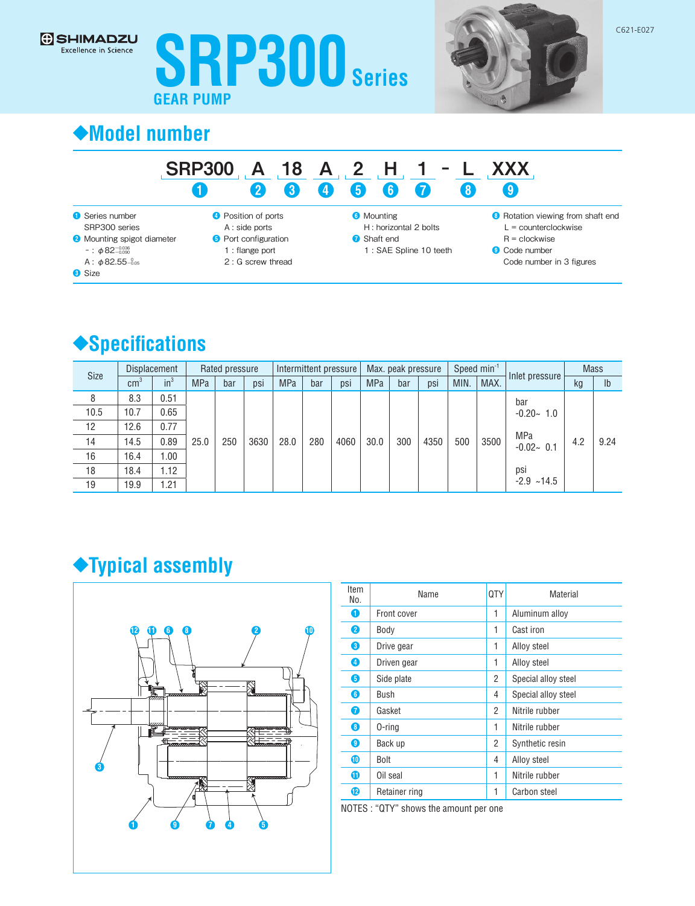SHIMADZU
Excellence in Science

# SRP300 Series

GEAR PUMP

## ◆Model number

SRP300 A 18 A 2 H 1 - L XXX
❶ ❷ ❸ ❹ ❺ ❻ ❼ ❽ ❾

- ❶ Series number
  SRP300 series
- ❷ Mounting spigot diameter
  - : $\phi 82^{-0.036}_{-0.090}$
  A : $\phi 82.55^{\ 0}_{-0.05}$
- ❸ Size
- ❹ Position of ports
  A : side ports
- ❺ Port configuration
  1 : flange port
  2 : G screw thread
- ❻ Mounting
  H : horizontal 2 bolts
- ❼ Shaft end
  1 : SAE Spline 10 teeth
- ❽ Rotation viewing from shaft end
  L = counterclockwise
  R = clockwise
- ❾ Code number
  Code number in 3 figures

## ◆Specifications

| Size | Displacement | | Rated pressure | | | Intermittent pressure | | | Max. peak pressure | | | Speed $min^{-1}$ | | Inlet pressure | Mass | |
|---|---|---|---|---|---|---|---|---|---|---|---|---|---|---|---|---|
| | $cm^3$ | $in^3$ | MPa | bar | psi | MPa | bar | psi | MPa | bar | psi | MIN. | MAX. | | kg | lb |
| 8 | 8.3 | 0.51 | 25.0 | 250 | 3630 | 28.0 | 280 | 4060 | 30.0 | 300 | 4350 | 500 | 3500 | bar -0.20~ 1.0; MPa -0.02~ 0.1; psi -2.9 ~14.5 | 4.2 | 9.24 |
| 10.5 | 10.7 | 0.65 | | | | | | | | | | | | | | |
| 12 | 12.6 | 0.77 | | | | | | | | | | | | | | |
| 14 | 14.5 | 0.89 | | | | | | | | | | | | | | |
| 16 | 16.4 | 1.00 | | | | | | | | | | | | | | |
| 18 | 18.4 | 1.12 | | | | | | | | | | | | | | |
| 19 | 19.9 | 1.21 | | | | | | | | | | | | | | |

## ◆Typical assembly

| Item No. | Name | QTY | Material |
|---|---|---|---|
| ❶ | Front cover | 1 | Aluminum alloy |
| ❷ | Body | 1 | Cast iron |
| ❸ | Drive gear | 1 | Alloy steel |
| ❹ | Driven gear | 1 | Alloy steel |
| ❺ | Side plate | 2 | Special alloy steel |
| ❻ | Bush | 4 | Special alloy steel |
| ❼ | Gasket | 2 | Nitrile rubber |
| ❽ | O-ring | 1 | Nitrile rubber |
| ❾ | Back up | 2 | Synthetic resin |
| ❿ | Bolt | 4 | Alloy steel |
| ⓫ | Oil seal | 1 | Nitrile rubber |
| ⓬ | Retainer ring | 1 | Carbon steel |

NOTES : “QTY” shows the amount per one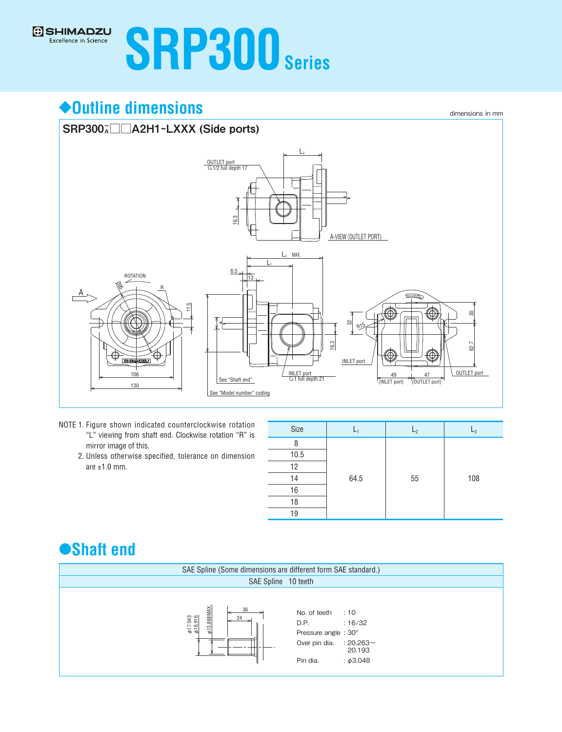# SRP300 Series

## ◆Outline dimensions

dimensions in mm

### SRP300 A □□A2H1-LXXX (Side ports)

OUTLET port
G1/2 full depth 17

$L_2$

16.3

A-VIEW (OUTLET PORT)

ROTATION

R

A

$L_3$ MAX.

$L_1$

6.5

13

11.5

32

R15

30

62.7

16.3

106

130

See "Shaft end"

INLET port
G1 full depth 21

INLET port

49 (INLET port)

47 (OUTLET port)

OUTLET port

See "Model number" coding

NOTE 1. Figure shown indicated counterclockwise rotation "L" viewing from shaft end. Clockwise rotation "R" is mirror image of this.
2. Unless otherwise specified, tolerance on dimension are ±1.0 mm.

| Size | $L_1$ | $L_2$ | $L_3$ |
|---|---|---|---|
| 8 | 64.5 | 55 | 108 |
| 10.5 | | | |
| 12 | | | |
| 14 | | | |
| 16 | | | |
| 18 | | | |
| 19 | | | |

## ●Shaft end

SAE Spline (Some dimensions are different form SAE standard.)

SAE Spline 10 teeth

ϕ17.043
ϕ16.916

ϕ13.868MAX.

36

24

No. of teeth : 10
D.P. : 16/32
Pressure angle : 30°
Over pin dia. : 20.263～20.193
Pin dia. : ϕ3.048